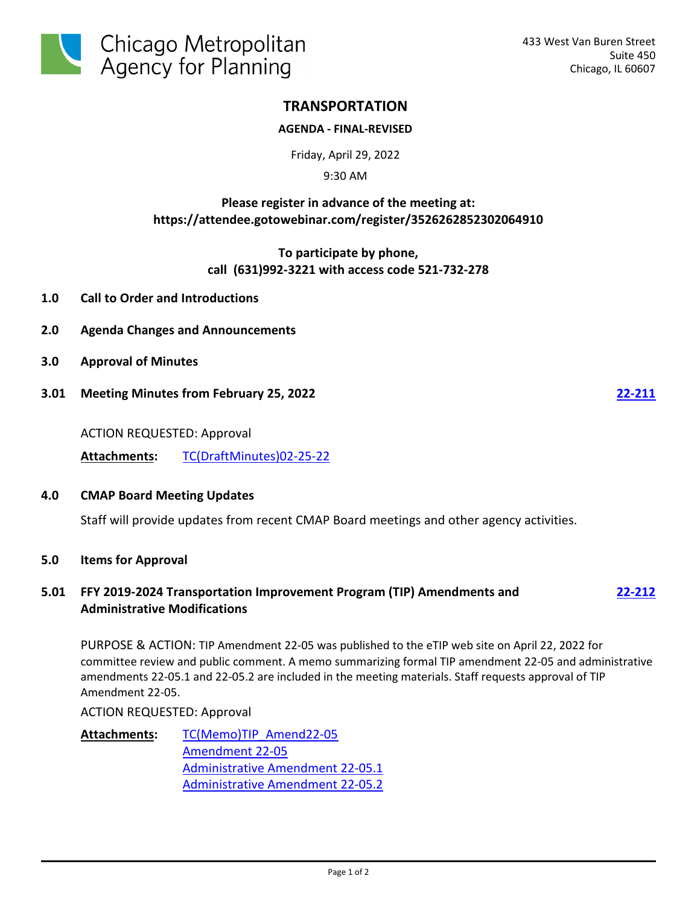Chicago Metropolitan Agency for Planning

433 West Van Buren Street
Suite 450
Chicago, IL 60607

# TRANSPORTATION

**AGENDA - FINAL-REVISED**

Friday, April 29, 2022

9:30 AM

**Please register in advance of the meeting at:**
**https://attendee.gotowebinar.com/register/3526262852302064910**

**To participate by phone,**
**call (631)992-3221 with access code 521-732-278**

## 1.0 Call to Order and Introductions

## 2.0 Agenda Changes and Announcements

## 3.0 Approval of Minutes

### 3.01 Meeting Minutes from February 25, 2022 — 22-211

ACTION REQUESTED: Approval

**Attachments:** TC(DraftMinutes)02-25-22

## 4.0 CMAP Board Meeting Updates

Staff will provide updates from recent CMAP Board meetings and other agency activities.

## 5.0 Items for Approval

### 5.01 FFY 2019-2024 Transportation Improvement Program (TIP) Amendments and Administrative Modifications — 22-212

PURPOSE & ACTION: TIP Amendment 22-05 was published to the eTIP web site on April 22, 2022 for committee review and public comment. A memo summarizing formal TIP amendment 22-05 and administrative amendments 22-05.1 and 22-05.2 are included in the meeting materials. Staff requests approval of TIP Amendment 22-05.

ACTION REQUESTED: Approval

**Attachments:** TC(Memo)TIP_Amend22-05
Amendment 22-05
Administrative Amendment 22-05.1
Administrative Amendment 22-05.2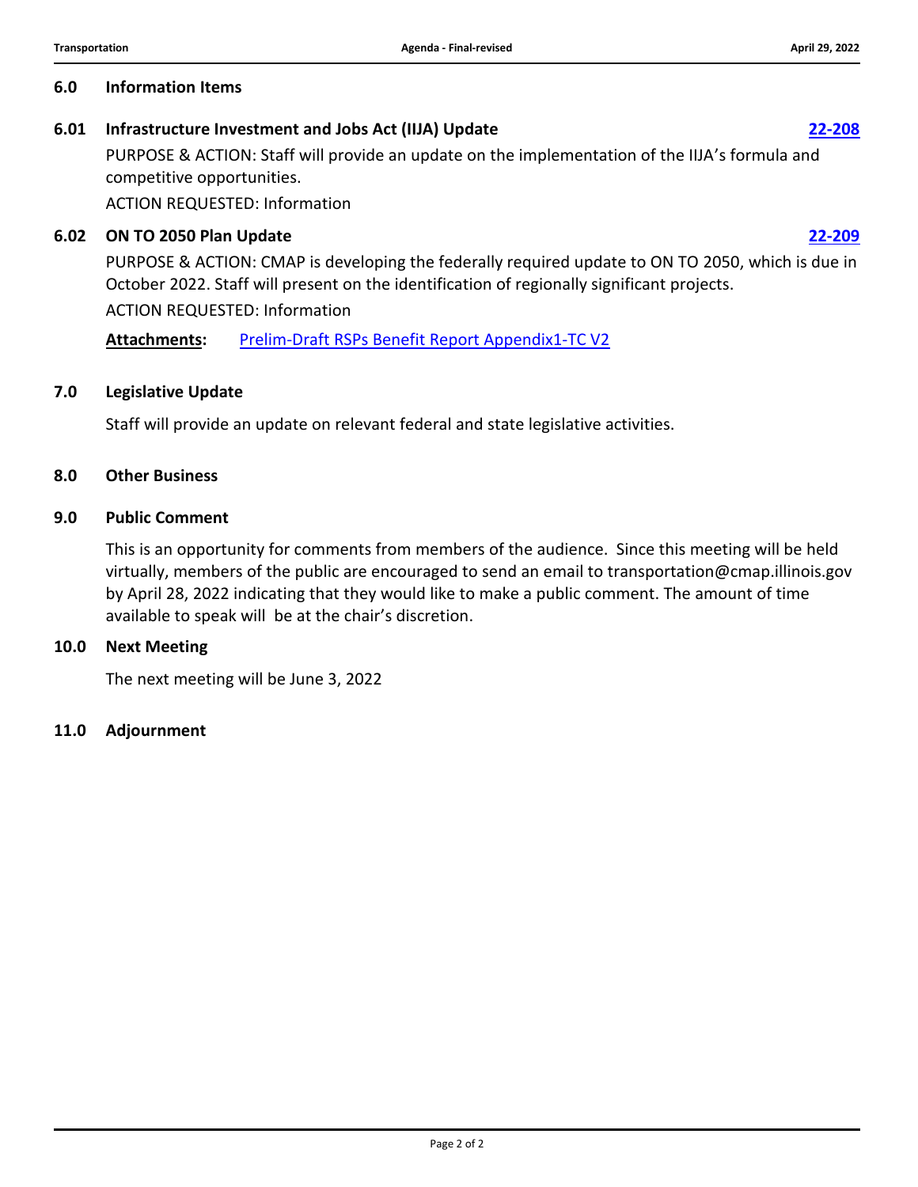## 6.0 Information Items

### 6.01 Infrastructure Investment and Jobs Act (IIJA) Update — 22-208

PURPOSE & ACTION: Staff will provide an update on the implementation of the IIJA's formula and competitive opportunities.

ACTION REQUESTED: Information

### 6.02 ON TO 2050 Plan Update — 22-209

PURPOSE & ACTION: CMAP is developing the federally required update to ON TO 2050, which is due in October 2022. Staff will present on the identification of regionally significant projects.

ACTION REQUESTED: Information

**Attachments:** Prelim-Draft RSPs Benefit Report Appendix1-TC V2

## 7.0 Legislative Update

Staff will provide an update on relevant federal and state legislative activities.

## 8.0 Other Business

## 9.0 Public Comment

This is an opportunity for comments from members of the audience. Since this meeting will be held virtually, members of the public are encouraged to send an email to transportation@cmap.illinois.gov by April 28, 2022 indicating that they would like to make a public comment. The amount of time available to speak will be at the chair's discretion.

## 10.0 Next Meeting

The next meeting will be June 3, 2022

## 11.0 Adjournment